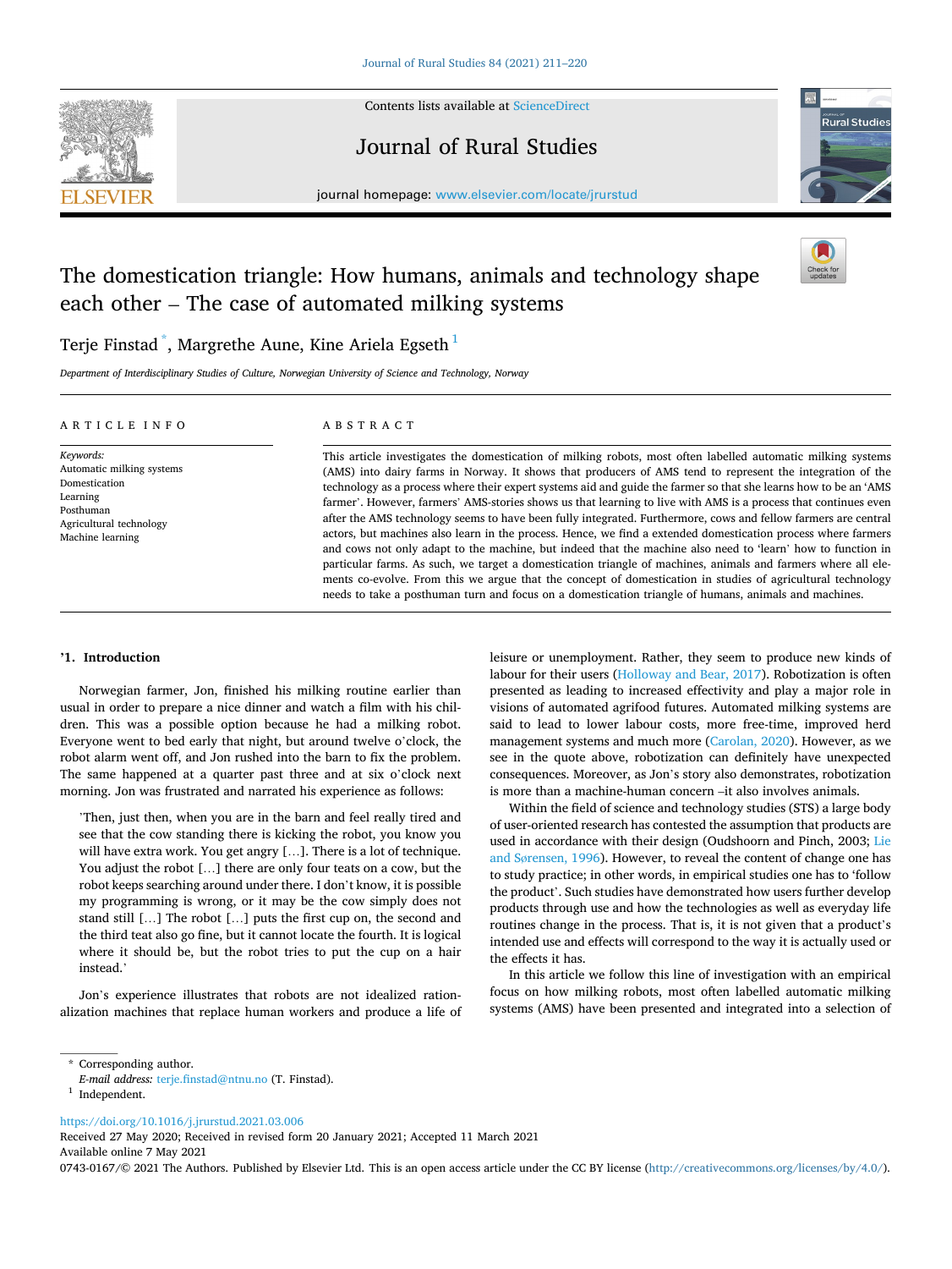# The domestication triangle: How humans, animals and technology shape each other – The case of automated milking systems

Terje Finstad *, Margrethe Aune, Kine Ariela Egseth [1]

*Department of Interdisciplinary Studies of Culture, Norwegian University of Science and Technology, Norway*

## ARTICLE INFO

*Keywords:*
Automatic milking systems
Domestication
Learning
Posthuman
Agricultural technology
Machine learning

## ABSTRACT

This article investigates the domestication of milking robots, most often labelled automatic milking systems (AMS) into dairy farms in Norway. It shows that producers of AMS tend to represent the integration of the technology as a process where their expert systems aid and guide the farmer so that she learns how to be an 'AMS farmer'. However, farmers' AMS-stories shows us that learning to live with AMS is a process that continues even after the AMS technology seems to have been fully integrated. Furthermore, cows and fellow farmers are central actors, but machines also learn in the process. Hence, we find a extended domestication process where farmers and cows not only adapt to the machine, but indeed that the machine also need to 'learn' how to function in particular farms. As such, we target a domestication triangle of machines, animals and farmers where all elements co-evolve. From this we argue that the concept of domestication in studies of agricultural technology needs to take a posthuman turn and focus on a domestication triangle of humans, animals and machines.

## '1. Introduction

Norwegian farmer, Jon, finished his milking routine earlier than usual in order to prepare a nice dinner and watch a film with his children. This was a possible option because he had a milking robot. Everyone went to bed early that night, but around twelve o'clock, the robot alarm went off, and Jon rushed into the barn to fix the problem. The same happened at a quarter past three and at six o'clock next morning. Jon was frustrated and narrated his experience as follows:

> 'Then, just then, when you are in the barn and feel really tired and see that the cow standing there is kicking the robot, you know you will have extra work. You get angry […]. There is a lot of technique. You adjust the robot […] there are only four teats on a cow, but the robot keeps searching around under there. I don't know, it is possible my programming is wrong, or it may be the cow simply does not stand still […] The robot […] puts the first cup on, the second and the third teat also go fine, but it cannot locate the fourth. It is logical where it should be, but the robot tries to put the cup on a hair instead.'

Jon's experience illustrates that robots are not idealized rationalization machines that replace human workers and produce a life of leisure or unemployment. Rather, they seem to produce new kinds of labour for their users (Holloway and Bear, 2017). Robotization is often presented as leading to increased effectivity and play a major role in visions of automated agrifood futures. Automated milking systems are said to lead to lower labour costs, more free-time, improved herd management systems and much more (Carolan, 2020). However, as we see in the quote above, robotization can definitely have unexpected consequences. Moreover, as Jon's story also demonstrates, robotization is more than a machine-human concern –it also involves animals.

Within the field of science and technology studies (STS) a large body of user-oriented research has contested the assumption that products are used in accordance with their design (Oudshoorn and Pinch, 2003; Lie and Sørensen, 1996). However, to reveal the content of change one has to study practice; in other words, in empirical studies one has to 'follow the product'. Such studies have demonstrated how users further develop products through use and how the technologies as well as everyday life routines change in the process. That is, it is not given that a product's intended use and effects will correspond to the way it is actually used or the effects it has.

In this article we follow this line of investigation with an empirical focus on how milking robots, most often labelled automatic milking systems (AMS) have been presented and integrated into a selection of

* Corresponding author.
*E-mail address:* terje.finstad@ntnu.no (T. Finstad).
[1] Independent.

https://doi.org/10.1016/j.jrurstud.2021.03.006
Received 27 May 2020; Received in revised form 20 January 2021; Accepted 11 March 2021
Available online 7 May 2021
0743-0167/© 2021 The Authors. Published by Elsevier Ltd. This is an open access article under the CC BY license (http://creativecommons.org/licenses/by/4.0/).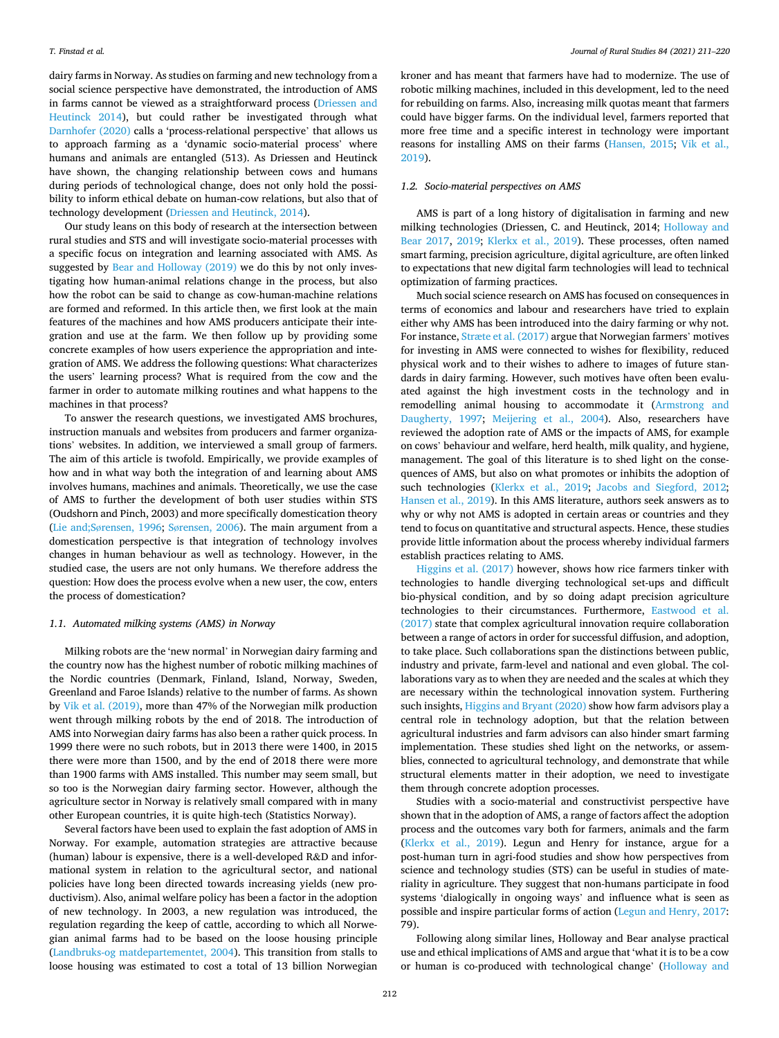dairy farms in Norway. As studies on farming and new technology from a social science perspective have demonstrated, the introduction of AMS in farms cannot be seen as a straightforward process (Driessen and Heutinck 2014), but could rather be investigated through what Darnhofer (2020) calls a 'process-relational perspective' that allows us to approach farming as a 'dynamic socio-material process' where humans and animals are entangled (513). As Driessen and Heutinck have shown, the changing relationship between cows and humans during periods of technological change, does not only hold the possibility to inform ethical debate on human-cow relations, but also that of technology development (Driessen and Heutinck, 2014).

Our study leans on this body of research at the intersection between rural studies and STS and will investigate socio-material processes with a specific focus on integration and learning associated with AMS. As suggested by Bear and Holloway (2019) we do this by not only investigating how human-animal relations change in the process, but also how the robot can be said to change as cow-human-machine relations are formed and reformed. In this article then, we first look at the main features of the machines and how AMS producers anticipate their integration and use at the farm. We then follow up by providing some concrete examples of how users experience the appropriation and integration of AMS. We address the following questions: What characterizes the users' learning process? What is required from the cow and the farmer in order to automate milking routines and what happens to the machines in that process?

To answer the research questions, we investigated AMS brochures, instruction manuals and websites from producers and farmer organizations' websites. In addition, we interviewed a small group of farmers. The aim of this article is twofold. Empirically, we provide examples of how and in what way both the integration of and learning about AMS involves humans, machines and animals. Theoretically, we use the case of AMS to further the development of both user studies within STS (Oudshorn and Pinch, 2003) and more specifically domestication theory (Lie and;Sørensen, 1996; Sørensen, 2006). The main argument from a domestication perspective is that integration of technology involves changes in human behaviour as well as technology. However, in the studied case, the users are not only humans. We therefore address the question: How does the process evolve when a new user, the cow, enters the process of domestication?

### 1.1. Automated milking systems (AMS) in Norway

Milking robots are the 'new normal' in Norwegian dairy farming and the country now has the highest number of robotic milking machines of the Nordic countries (Denmark, Finland, Island, Norway, Sweden, Greenland and Faroe Islands) relative to the number of farms. As shown by Vik et al. (2019), more than 47% of the Norwegian milk production went through milking robots by the end of 2018. The introduction of AMS into Norwegian dairy farms has also been a rather quick process. In 1999 there were no such robots, but in 2013 there were 1400, in 2015 there were more than 1500, and by the end of 2018 there were more than 1900 farms with AMS installed. This number may seem small, but so too is the Norwegian dairy farming sector. However, although the agriculture sector in Norway is relatively small compared with in many other European countries, it is quite high-tech (Statistics Norway).

Several factors have been used to explain the fast adoption of AMS in Norway. For example, automation strategies are attractive because (human) labour is expensive, there is a well-developed R&D and informational system in relation to the agricultural sector, and national policies have long been directed towards increasing yields (new productivism). Also, animal welfare policy has been a factor in the adoption of new technology. In 2003, a new regulation was introduced, the regulation regarding the keep of cattle, according to which all Norwegian animal farms had to be based on the loose housing principle (Landbruks-og matdepartementet, 2004). This transition from stalls to loose housing was estimated to cost a total of 13 billion Norwegian kroner and has meant that farmers have had to modernize. The use of robotic milking machines, included in this development, led to the need for rebuilding on farms. Also, increasing milk quotas meant that farmers could have bigger farms. On the individual level, farmers reported that more free time and a specific interest in technology were important reasons for installing AMS on their farms (Hansen, 2015; Vik et al., 2019).

### 1.2. Socio-material perspectives on AMS

AMS is part of a long history of digitalisation in farming and new milking technologies (Driessen, C. and Heutinck, 2014; Holloway and Bear 2017, 2019; Klerkx et al., 2019). These processes, often named smart farming, precision agriculture, digital agriculture, are often linked to expectations that new digital farm technologies will lead to technical optimization of farming practices.

Much social science research on AMS has focused on consequences in terms of economics and labour and researchers have tried to explain either why AMS has been introduced into the dairy farming or why not. For instance, Stræte et al. (2017) argue that Norwegian farmers' motives for investing in AMS were connected to wishes for flexibility, reduced physical work and to their wishes to adhere to images of future standards in dairy farming. However, such motives have often been evaluated against the high investment costs in the technology and in remodelling animal housing to accommodate it (Armstrong and Daugherty, 1997; Meijering et al., 2004). Also, researchers have reviewed the adoption rate of AMS or the impacts of AMS, for example on cows' behaviour and welfare, herd health, milk quality, and hygiene, management. The goal of this literature is to shed light on the consequences of AMS, but also on what promotes or inhibits the adoption of such technologies (Klerkx et al., 2019; Jacobs and Siegford, 2012; Hansen et al., 2019). In this AMS literature, authors seek answers as to why or why not AMS is adopted in certain areas or countries and they tend to focus on quantitative and structural aspects. Hence, these studies provide little information about the process whereby individual farmers establish practices relating to AMS.

Higgins et al. (2017) however, shows how rice farmers tinker with technologies to handle diverging technological set-ups and difficult bio-physical condition, and by so doing adapt precision agriculture technologies to their circumstances. Furthermore, Eastwood et al. (2017) state that complex agricultural innovation require collaboration between a range of actors in order for successful diffusion, and adoption, to take place. Such collaborations span the distinctions between public, industry and private, farm-level and national and even global. The collaborations vary as to when they are needed and the scales at which they are necessary within the technological innovation system. Furthering such insights, Higgins and Bryant (2020) show how farm advisors play a central role in technology adoption, but that the relation between agricultural industries and farm advisors can also hinder smart farming implementation. These studies shed light on the networks, or assemblies, connected to agricultural technology, and demonstrate that while structural elements matter in their adoption, we need to investigate them through concrete adoption processes.

Studies with a socio-material and constructivist perspective have shown that in the adoption of AMS, a range of factors affect the adoption process and the outcomes vary both for farmers, animals and the farm (Klerkx et al., 2019). Legun and Henry for instance, argue for a post-human turn in agri-food studies and show how perspectives from science and technology studies (STS) can be useful in studies of materiality in agriculture. They suggest that non-humans participate in food systems 'dialogically in ongoing ways' and influence what is seen as possible and inspire particular forms of action (Legun and Henry, 2017: 79).

Following along similar lines, Holloway and Bear analyse practical use and ethical implications of AMS and argue that 'what it is to be a cow or human is co-produced with technological change' (Holloway and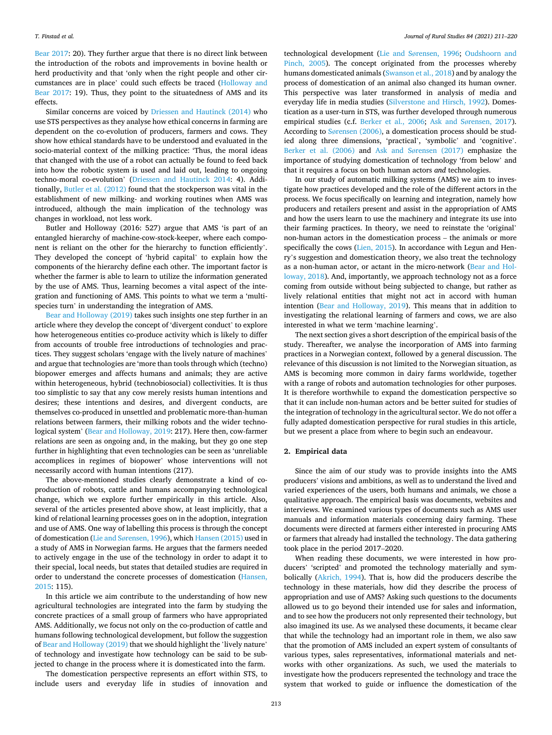Bear 2017: 20). They further argue that there is no direct link between the introduction of the robots and improvements in bovine health or herd productivity and that 'only when the right people and other circumstances are in place' could such effects be traced (Holloway and Bear 2017: 19). Thus, they point to the situatedness of AMS and its effects.

Similar concerns are voiced by Driessen and Hautinck (2014) who use STS perspectives as they analyse how ethical concerns in farming are dependent on the co-evolution of producers, farmers and cows. They show how ethical standards have to be understood and evaluated in the socio-material context of the milking practice: 'Thus, the moral ideas that changed with the use of a robot can actually be found to feed back into how the robotic system is used and laid out, leading to ongoing techno-moral co-evolution' (Driessen and Hautinck 2014: 4). Additionally, Butler et al. (2012) found that the stockperson was vital in the establishment of new milking- and working routines when AMS was introduced, although the main implication of the technology was changes in workload, not less work.

Butler and Holloway (2016: 527) argue that AMS 'is part of an entangled hierarchy of machine-cow-stock-keeper, where each component is reliant on the other for the hierarchy to function efficiently'. They developed the concept of 'hybrid capital' to explain how the components of the hierarchy define each other. The important factor is whether the farmer is able to learn to utilize the information generated by the use of AMS. Thus, learning becomes a vital aspect of the integration and functioning of AMS. This points to what we term a 'multispecies turn' in understanding the integration of AMS.

Bear and Holloway (2019) takes such insights one step further in an article where they develop the concept of 'divergent conduct' to explore how heterogeneous entities co-produce activity which is likely to differ from accounts of trouble free introductions of technologies and practices. They suggest scholars 'engage with the lively nature of machines' and argue that technologies are 'more than tools through which (techno) biopower emerges and affects humans and animals; they are active within heterogeneous, hybrid (technobiosocial) collectivities. It is thus too simplistic to say that any cow merely resists human intentions and desires; these intentions and desires, and divergent conducts, are themselves co-produced in unsettled and problematic more-than-human relations between farmers, their milking robots and the wider technological system' (Bear and Holloway, 2019: 217). Here then, cow-farmer relations are seen as ongoing and, in the making, but they go one step further in highlighting that even technologies can be seen as 'unreliable accomplices in regimes of biopower' whose interventions will not necessarily accord with human intentions (217).

The above-mentioned studies clearly demonstrate a kind of co-production of robots, cattle and humans accompanying technological change, which we explore further empirically in this article. Also, several of the articles presented above show, at least implicitly, that a kind of relational learning processes goes on in the adoption, integration and use of AMS. One way of labelling this process is through the concept of domestication (Lie and Sørensen, 1996), which Hansen (2015) used in a study of AMS in Norwegian farms. He argues that the farmers needed to actively engage in the use of the technology in order to adapt it to their special, local needs, but states that detailed studies are required in order to understand the concrete processes of domestication (Hansen, 2015: 115).

In this article we aim contribute to the understanding of how new agricultural technologies are integrated into the farm by studying the concrete practices of a small group of farmers who have appropriated AMS. Additionally, we focus not only on the co-production of cattle and humans following technological development, but follow the suggestion of Bear and Holloway (2019) that we should highlight the 'lively nature' of technology and investigate how technology can be said to be subjected to change in the process where it is domesticated into the farm.

The domestication perspective represents an effort within STS, to include users and everyday life in studies of innovation and technological development (Lie and Sørensen, 1996; Oudshoorn and Pinch, 2005). The concept originated from the processes whereby humans domesticated animals (Swanson et al., 2018) and by analogy the process of domestication of an animal also changed its human owner. This perspective was later transformed in analysis of media and everyday life in media studies (Silverstone and Hirsch, 1992). Domestication as a user-turn in STS, was further developed through numerous empirical studies (c.f. Berker et al., 2006; Ask and Sørensen, 2017). According to Sørensen (2006), a domestication process should be studied along three dimensions, 'practical', 'symbolic' and 'cognitive'. Berker et al. (2006) and Ask and Sørensen (2017) emphasize the importance of studying domestication of technology 'from below' and that it requires a focus on both human actors *and* technologies.

In our study of automatic milking systems (AMS) we aim to investigate how practices developed and the role of the different actors in the process. We focus specifically on learning and integration, namely how producers and retailers present and assist in the appropriation of AMS and how the users learn to use the machinery and integrate its use into their farming practices. In theory, we need to reinstate the 'original' non-human actors in the domestication process – the animals or more specifically the cows (Lien, 2015). In accordance with Legun and Henry's suggestion and domestication theory, we also treat the technology as a non-human actor, or actant in the micro-network (Bear and Holloway, 2018). And, importantly, we approach technology not as a force coming from outside without being subjected to change, but rather as lively relational entities that might not act in accord with human intention (Bear and Holloway, 2019). This means that in addition to investigating the relational learning of farmers and cows, we are also interested in what we term 'machine learning'.

The next section gives a short description of the empirical basis of the study. Thereafter, we analyse the incorporation of AMS into farming practices in a Norwegian context, followed by a general discussion. The relevance of this discussion is not limited to the Norwegian situation, as AMS is becoming more common in dairy farms worldwide, together with a range of robots and automation technologies for other purposes. It is therefore worthwhile to expand the domestication perspective so that it can include non-human actors and be better suited for studies of the integration of technology in the agricultural sector. We do not offer a fully adapted domestication perspective for rural studies in this article, but we present a place from where to begin such an endeavour.

## 2. Empirical data

Since the aim of our study was to provide insights into the AMS producers' visions and ambitions, as well as to understand the lived and varied experiences of the users, both humans and animals, we chose a qualitative approach. The empirical basis was documents, websites and interviews. We examined various types of documents such as AMS user manuals and information materials concerning dairy farming. These documents were directed at farmers either interested in procuring AMS or farmers that already had installed the technology. The data gathering took place in the period 2017–2020.

When reading these documents, we were interested in how producers' 'scripted' and promoted the technology materially and symbolically (Akrich, 1994). That is, how did the producers describe the technology in these materials, how did they describe the process of appropriation and use of AMS? Asking such questions to the documents allowed us to go beyond their intended use for sales and information, and to see how the producers not only represented their technology, but also imagined its use. As we analysed these documents, it became clear that while the technology had an important role in them, we also saw that the promotion of AMS included an expert system of consultants of various types, sales representatives, informational materials and networks with other organizations. As such, we used the materials to investigate how the producers represented the technology and trace the system that worked to guide or influence the domestication of the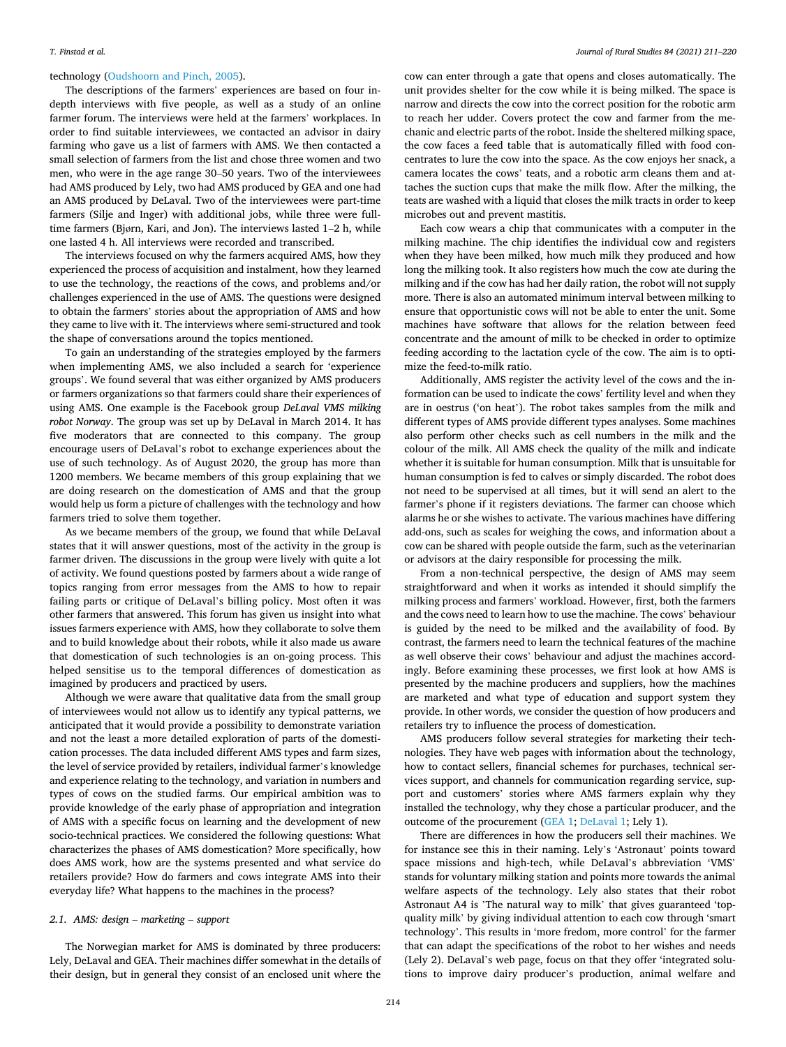technology (Oudshoorn and Pinch, 2005).

The descriptions of the farmers' experiences are based on four in-depth interviews with five people, as well as a study of an online farmer forum. The interviews were held at the farmers' workplaces. In order to find suitable interviewees, we contacted an advisor in dairy farming who gave us a list of farmers with AMS. We then contacted a small selection of farmers from the list and chose three women and two men, who were in the age range 30–50 years. Two of the interviewees had AMS produced by Lely, two had AMS produced by GEA and one had an AMS produced by DeLaval. Two of the interviewees were part-time farmers (Silje and Inger) with additional jobs, while three were full-time farmers (Bjørn, Kari, and Jon). The interviews lasted 1–2 h, while one lasted 4 h. All interviews were recorded and transcribed.

The interviews focused on why the farmers acquired AMS, how they experienced the process of acquisition and instalment, how they learned to use the technology, the reactions of the cows, and problems and/or challenges experienced in the use of AMS. The questions were designed to obtain the farmers' stories about the appropriation of AMS and how they came to live with it. The interviews where semi-structured and took the shape of conversations around the topics mentioned.

To gain an understanding of the strategies employed by the farmers when implementing AMS, we also included a search for 'experience groups'. We found several that was either organized by AMS producers or farmers organizations so that farmers could share their experiences of using AMS. One example is the Facebook group *DeLaval VMS milking robot Norway*. The group was set up by DeLaval in March 2014. It has five moderators that are connected to this company. The group encourage users of DeLaval's robot to exchange experiences about the use of such technology. As of August 2020, the group has more than 1200 members. We became members of this group explaining that we are doing research on the domestication of AMS and that the group would help us form a picture of challenges with the technology and how farmers tried to solve them together.

As we became members of the group, we found that while DeLaval states that it will answer questions, most of the activity in the group is farmer driven. The discussions in the group were lively with quite a lot of activity. We found questions posted by farmers about a wide range of topics ranging from error messages from the AMS to how to repair failing parts or critique of DeLaval's billing policy. Most often it was other farmers that answered. This forum has given us insight into what issues farmers experience with AMS, how they collaborate to solve them and to build knowledge about their robots, while it also made us aware that domestication of such technologies is an on-going process. This helped sensitise us to the temporal differences of domestication as imagined by producers and practiced by users.

Although we were aware that qualitative data from the small group of interviewees would not allow us to identify any typical patterns, we anticipated that it would provide a possibility to demonstrate variation and not the least a more detailed exploration of parts of the domestication processes. The data included different AMS types and farm sizes, the level of service provided by retailers, individual farmer's knowledge and experience relating to the technology, and variation in numbers and types of cows on the studied farms. Our empirical ambition was to provide knowledge of the early phase of appropriation and integration of AMS with a specific focus on learning and the development of new socio-technical practices. We considered the following questions: What characterizes the phases of AMS domestication? More specifically, how does AMS work, how are the systems presented and what service do retailers provide? How do farmers and cows integrate AMS into their everyday life? What happens to the machines in the process?

### 2.1. AMS: design – marketing – support

The Norwegian market for AMS is dominated by three producers: Lely, DeLaval and GEA. Their machines differ somewhat in the details of their design, but in general they consist of an enclosed unit where the cow can enter through a gate that opens and closes automatically. The unit provides shelter for the cow while it is being milked. The space is narrow and directs the cow into the correct position for the robotic arm to reach her udder. Covers protect the cow and farmer from the mechanic and electric parts of the robot. Inside the sheltered milking space, the cow faces a feed table that is automatically filled with food concentrates to lure the cow into the space. As the cow enjoys her snack, a camera locates the cows' teats, and a robotic arm cleans them and attaches the suction cups that make the milk flow. After the milking, the teats are washed with a liquid that closes the milk tracts in order to keep microbes out and prevent mastitis.

Each cow wears a chip that communicates with a computer in the milking machine. The chip identifies the individual cow and registers when they have been milked, how much milk they produced and how long the milking took. It also registers how much the cow ate during the milking and if the cow has had her daily ration, the robot will not supply more. There is also an automated minimum interval between milking to ensure that opportunistic cows will not be able to enter the unit. Some machines have software that allows for the relation between feed concentrate and the amount of milk to be checked in order to optimize feeding according to the lactation cycle of the cow. The aim is to optimize the feed-to-milk ratio.

Additionally, AMS register the activity level of the cows and the information can be used to indicate the cows' fertility level and when they are in oestrus ('on heat'). The robot takes samples from the milk and different types of AMS provide different types analyses. Some machines also perform other checks such as cell numbers in the milk and the colour of the milk. All AMS check the quality of the milk and indicate whether it is suitable for human consumption. Milk that is unsuitable for human consumption is fed to calves or simply discarded. The robot does not need to be supervised at all times, but it will send an alert to the farmer's phone if it registers deviations. The farmer can choose which alarms he or she wishes to activate. The various machines have differing add-ons, such as scales for weighing the cows, and information about a cow can be shared with people outside the farm, such as the veterinarian or advisors at the dairy responsible for processing the milk.

From a non-technical perspective, the design of AMS may seem straightforward and when it works as intended it should simplify the milking process and farmers' workload. However, first, both the farmers and the cows need to learn how to use the machine. The cows' behaviour is guided by the need to be milked and the availability of food. By contrast, the farmers need to learn the technical features of the machine as well observe their cows' behaviour and adjust the machines accordingly. Before examining these processes, we first look at how AMS is presented by the machine producers and suppliers, how the machines are marketed and what type of education and support system they provide. In other words, we consider the question of how producers and retailers try to influence the process of domestication.

AMS producers follow several strategies for marketing their technologies. They have web pages with information about the technology, how to contact sellers, financial schemes for purchases, technical services support, and channels for communication regarding service, support and customers' stories where AMS farmers explain why they installed the technology, why they chose a particular producer, and the outcome of the procurement (GEA 1; DeLaval 1; Lely 1).

There are differences in how the producers sell their machines. We for instance see this in their naming. Lely's 'Astronaut' points toward space missions and high-tech, while DeLaval's abbreviation 'VMS' stands for voluntary milking station and points more towards the animal welfare aspects of the technology. Lely also states that their robot Astronaut A4 is 'The natural way to milk' that gives guaranteed 'top-quality milk' by giving individual attention to each cow through 'smart technology'. This results in 'more fredom, more control' for the farmer that can adapt the specifications of the robot to her wishes and needs (Lely 2). DeLaval's web page, focus on that they offer 'integrated solutions to improve dairy producer's production, animal welfare and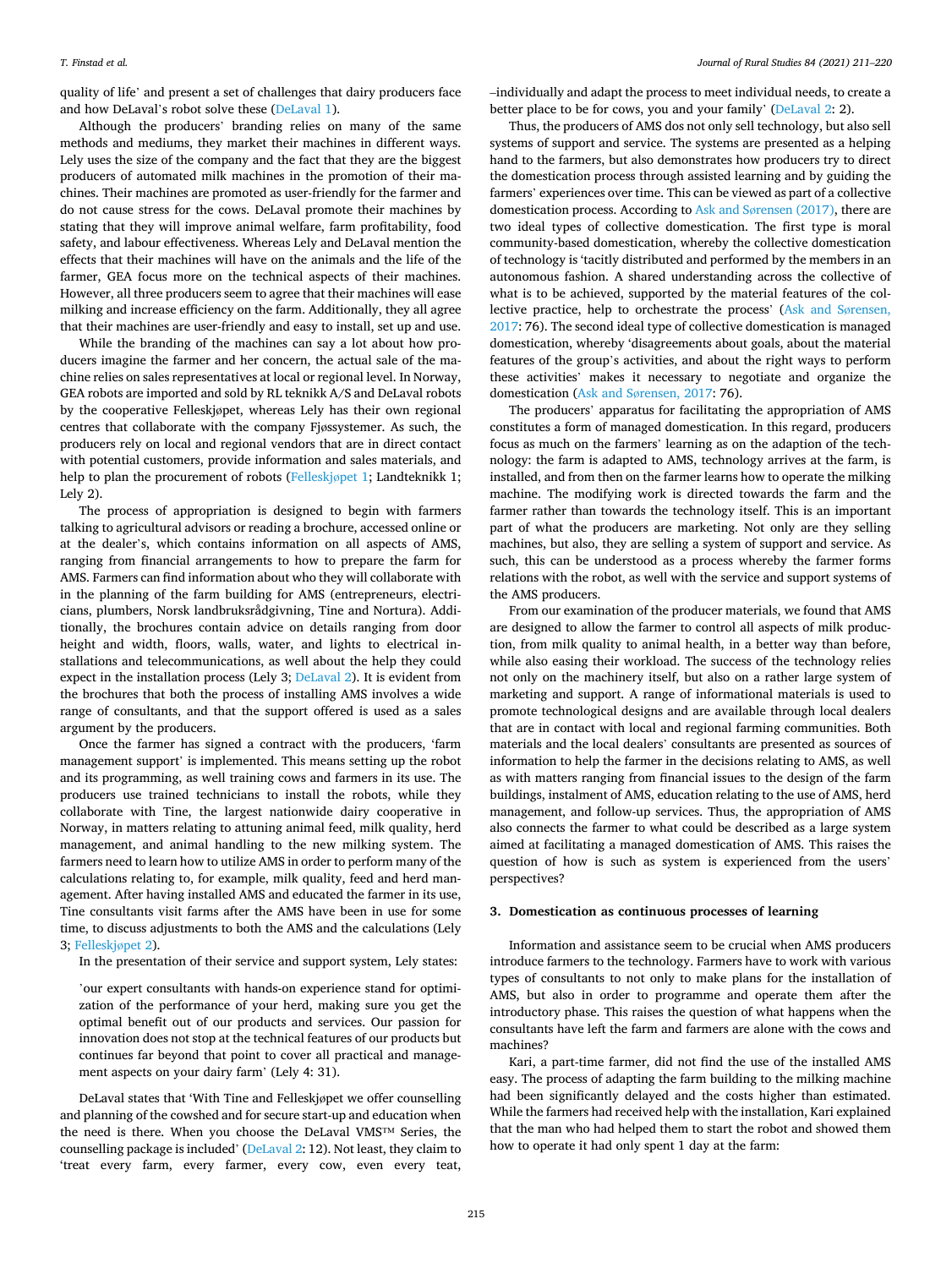quality of life' and present a set of challenges that dairy producers face and how DeLaval's robot solve these (DeLaval 1).

Although the producers' branding relies on many of the same methods and mediums, they market their machines in different ways. Lely uses the size of the company and the fact that they are the biggest producers of automated milk machines in the promotion of their machines. Their machines are promoted as user-friendly for the farmer and do not cause stress for the cows. DeLaval promote their machines by stating that they will improve animal welfare, farm profitability, food safety, and labour effectiveness. Whereas Lely and DeLaval mention the effects that their machines will have on the animals and the life of the farmer, GEA focus more on the technical aspects of their machines. However, all three producers seem to agree that their machines will ease milking and increase efficiency on the farm. Additionally, they all agree that their machines are user-friendly and easy to install, set up and use.

While the branding of the machines can say a lot about how producers imagine the farmer and her concern, the actual sale of the machine relies on sales representatives at local or regional level. In Norway, GEA robots are imported and sold by RL teknikk A/S and DeLaval robots by the cooperative Felleskjøpet, whereas Lely has their own regional centres that collaborate with the company Fjøssystemer. As such, the producers rely on local and regional vendors that are in direct contact with potential customers, provide information and sales materials, and help to plan the procurement of robots (Felleskjøpet 1; Landteknikk 1; Lely 2).

The process of appropriation is designed to begin with farmers talking to agricultural advisors or reading a brochure, accessed online or at the dealer's, which contains information on all aspects of AMS, ranging from financial arrangements to how to prepare the farm for AMS. Farmers can find information about who they will collaborate with in the planning of the farm building for AMS (entrepreneurs, electricians, plumbers, Norsk landbruksrådgivning, Tine and Nortura). Additionally, the brochures contain advice on details ranging from door height and width, floors, walls, water, and lights to electrical installations and telecommunications, as well about the help they could expect in the installation process (Lely 3; DeLaval 2). It is evident from the brochures that both the process of installing AMS involves a wide range of consultants, and that the support offered is used as a sales argument by the producers.

Once the farmer has signed a contract with the producers, 'farm management support' is implemented. This means setting up the robot and its programming, as well training cows and farmers in its use. The producers use trained technicians to install the robots, while they collaborate with Tine, the largest nationwide dairy cooperative in Norway, in matters relating to attuning animal feed, milk quality, herd management, and animal handling to the new milking system. The farmers need to learn how to utilize AMS in order to perform many of the calculations relating to, for example, milk quality, feed and herd management. After having installed AMS and educated the farmer in its use, Tine consultants visit farms after the AMS have been in use for some time, to discuss adjustments to both the AMS and the calculations (Lely 3; Felleskjøpet 2).

In the presentation of their service and support system, Lely states:

> 'our expert consultants with hands-on experience stand for optimization of the performance of your herd, making sure you get the optimal benefit out of our products and services. Our passion for innovation does not stop at the technical features of our products but continues far beyond that point to cover all practical and management aspects on your dairy farm' (Lely 4: 31).

DeLaval states that 'With Tine and Felleskjøpet we offer counselling and planning of the cowshed and for secure start-up and education when the need is there. When you choose the DeLaval VMS™ Series, the counselling package is included' (DeLaval 2: 12). Not least, they claim to 'treat every farm, every farmer, every cow, even every teat, –individually and adapt the process to meet individual needs, to create a better place to be for cows, you and your family' (DeLaval 2: 2).

Thus, the producers of AMS dos not only sell technology, but also sell systems of support and service. The systems are presented as a helping hand to the farmers, but also demonstrates how producers try to direct the domestication process through assisted learning and by guiding the farmers' experiences over time. This can be viewed as part of a collective domestication process. According to Ask and Sørensen (2017), there are two ideal types of collective domestication. The first type is moral community-based domestication, whereby the collective domestication of technology is 'tacitly distributed and performed by the members in an autonomous fashion. A shared understanding across the collective of what is to be achieved, supported by the material features of the collective practice, help to orchestrate the process' (Ask and Sørensen, 2017: 76). The second ideal type of collective domestication is managed domestication, whereby 'disagreements about goals, about the material features of the group's activities, and about the right ways to perform these activities' makes it necessary to negotiate and organize the domestication (Ask and Sørensen, 2017: 76).

The producers' apparatus for facilitating the appropriation of AMS constitutes a form of managed domestication. In this regard, producers focus as much on the farmers' learning as on the adaption of the technology: the farm is adapted to AMS, technology arrives at the farm, is installed, and from then on the farmer learns how to operate the milking machine. The modifying work is directed towards the farm and the farmer rather than towards the technology itself. This is an important part of what the producers are marketing. Not only are they selling machines, but also, they are selling a system of support and service. As such, this can be understood as a process whereby the farmer forms relations with the robot, as well with the service and support systems of the AMS producers.

From our examination of the producer materials, we found that AMS are designed to allow the farmer to control all aspects of milk production, from milk quality to animal health, in a better way than before, while also easing their workload. The success of the technology relies not only on the machinery itself, but also on a rather large system of marketing and support. A range of informational materials is used to promote technological designs and are available through local dealers that are in contact with local and regional farming communities. Both materials and the local dealers' consultants are presented as sources of information to help the farmer in the decisions relating to AMS, as well as with matters ranging from financial issues to the design of the farm buildings, instalment of AMS, education relating to the use of AMS, herd management, and follow-up services. Thus, the appropriation of AMS also connects the farmer to what could be described as a large system aimed at facilitating a managed domestication of AMS. This raises the question of how is such as system is experienced from the users' perspectives?

## 3. Domestication as continuous processes of learning

Information and assistance seem to be crucial when AMS producers introduce farmers to the technology. Farmers have to work with various types of consultants to not only to make plans for the installation of AMS, but also in order to programme and operate them after the introductory phase. This raises the question of what happens when the consultants have left the farm and farmers are alone with the cows and machines?

Kari, a part-time farmer, did not find the use of the installed AMS easy. The process of adapting the farm building to the milking machine had been significantly delayed and the costs higher than estimated. While the farmers had received help with the installation, Kari explained that the man who had helped them to start the robot and showed them how to operate it had only spent 1 day at the farm: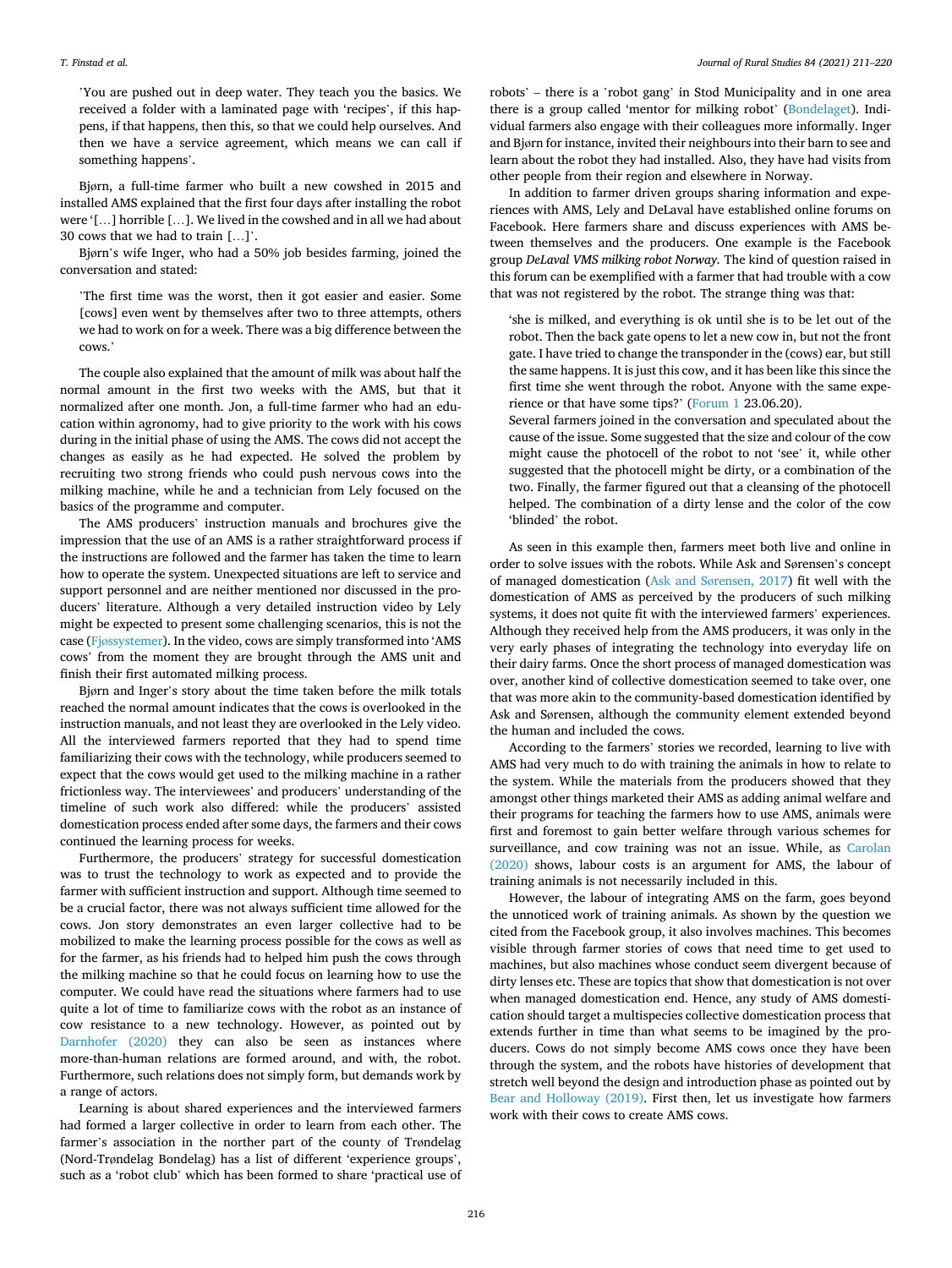'You are pushed out in deep water. They teach you the basics. We received a folder with a laminated page with 'recipes', if this happens, if that happens, then this, so that we could help ourselves. And then we have a service agreement, which means we can call if something happens'.

Bjørn, a full-time farmer who built a new cowshed in 2015 and installed AMS explained that the first four days after installing the robot were '[…] horrible […]. We lived in the cowshed and in all we had about 30 cows that we had to train […]'.

Bjørn's wife Inger, who had a 50% job besides farming, joined the conversation and stated:

'The first time was the worst, then it got easier and easier. Some [cows] even went by themselves after two to three attempts, others we had to work on for a week. There was a big difference between the cows.'

The couple also explained that the amount of milk was about half the normal amount in the first two weeks with the AMS, but that it normalized after one month. Jon, a full-time farmer who had an education within agronomy, had to give priority to the work with his cows during in the initial phase of using the AMS. The cows did not accept the changes as easily as he had expected. He solved the problem by recruiting two strong friends who could push nervous cows into the milking machine, while he and a technician from Lely focused on the basics of the programme and computer.

The AMS producers' instruction manuals and brochures give the impression that the use of an AMS is a rather straightforward process if the instructions are followed and the farmer has taken the time to learn how to operate the system. Unexpected situations are left to service and support personnel and are neither mentioned nor discussed in the producers' literature. Although a very detailed instruction video by Lely might be expected to present some challenging scenarios, this is not the case (Fjøssystemer). In the video, cows are simply transformed into 'AMS cows' from the moment they are brought through the AMS unit and finish their first automated milking process.

Bjørn and Inger's story about the time taken before the milk totals reached the normal amount indicates that the cows is overlooked in the instruction manuals, and not least they are overlooked in the Lely video. All the interviewed farmers reported that they had to spend time familiarizing their cows with the technology, while producers seemed to expect that the cows would get used to the milking machine in a rather frictionless way. The interviewees' and producers' understanding of the timeline of such work also differed: while the producers' assisted domestication process ended after some days, the farmers and their cows continued the learning process for weeks.

Furthermore, the producers' strategy for successful domestication was to trust the technology to work as expected and to provide the farmer with sufficient instruction and support. Although time seemed to be a crucial factor, there was not always sufficient time allowed for the cows. Jon story demonstrates an even larger collective had to be mobilized to make the learning process possible for the cows as well as for the farmer, as his friends had to helped him push the cows through the milking machine so that he could focus on learning how to use the computer. We could have read the situations where farmers had to use quite a lot of time to familiarize cows with the robot as an instance of cow resistance to a new technology. However, as pointed out by Darnhofer (2020) they can also be seen as instances where more-than-human relations are formed around, and with, the robot. Furthermore, such relations does not simply form, but demands work by a range of actors.

Learning is about shared experiences and the interviewed farmers had formed a larger collective in order to learn from each other. The farmer's association in the northern part of the county of Trøndelag (Nord-Trøndelag Bondelag) has a list of different 'experience groups', such as a 'robot club' which has been formed to share 'practical use of robots' – there is a 'robot gang' in Stod Municipality and in one area there is a group called 'mentor for milking robot' (Bondelaget). Individual farmers also engage with their colleagues more informally. Inger and Bjørn for instance, invited their neighbours into their barn to see and learn about the robot they had installed. Also, they have had visits from other people from their region and elsewhere in Norway.

In addition to farmer driven groups sharing information and experiences with AMS, Lely and DeLaval have established online forums on Facebook. Here farmers share and discuss experiences with AMS between themselves and the producers. One example is the Facebook group *DeLaval VMS milking robot Norway.* The kind of question raised in this forum can be exemplified with a farmer that had trouble with a cow that was not registered by the robot. The strange thing was that:

'she is milked, and everything is ok until she is to be let out of the robot. Then the back gate opens to let a new cow in, but not the front gate. I have tried to change the transponder in the (cows) ear, but still the same happens. It is just this cow, and it has been like this since the first time she went through the robot. Anyone with the same experience or that have some tips?' (Forum 1 23.06.20).

Several farmers joined in the conversation and speculated about the cause of the issue. Some suggested that the size and colour of the cow might cause the photocell of the robot to not 'see' it, while other suggested that the photocell might be dirty, or a combination of the two. Finally, the farmer figured out that a cleansing of the photocell helped. The combination of a dirty lense and the color of the cow 'blinded' the robot.

As seen in this example then, farmers meet both live and online in order to solve issues with the robots. While Ask and Sørensen's concept of managed domestication (Ask and Sørensen, 2017) fit well with the domestication of AMS as perceived by the producers of such milking systems, it does not quite fit with the interviewed farmers' experiences. Although they received help from the AMS producers, it was only in the very early phases of integrating the technology into everyday life on their dairy farms. Once the short process of managed domestication was over, another kind of collective domestication seemed to take over, one that was more akin to the community-based domestication identified by Ask and Sørensen, although the community element extended beyond the human and included the cows.

According to the farmers' stories we recorded, learning to live with AMS had very much to do with training the animals in how to relate to the system. While the materials from the producers showed that they amongst other things marketed their AMS as adding animal welfare and their programs for teaching the farmers how to use AMS, animals were first and foremost to gain better welfare through various schemes for surveillance, and cow training was not an issue. While, as Carolan (2020) shows, labour costs is an argument for AMS, the labour of training animals is not necessarily included in this.

However, the labour of integrating AMS on the farm, goes beyond the unnoticed work of training animals. As shown by the question we cited from the Facebook group, it also involves machines. This becomes visible through farmer stories of cows that need time to get used to machines, but also machines whose conduct seem divergent because of dirty lenses etc. These are topics that show that domestication is not over when managed domestication end. Hence, any study of AMS domestication should target a multispecies collective domestication process that extends further in time than what seems to be imagined by the producers. Cows do not simply become AMS cows once they have been through the system, and the robots have histories of development that stretch well beyond the design and introduction phase as pointed out by Bear and Holloway (2019). First then, let us investigate how farmers work with their cows to create AMS cows.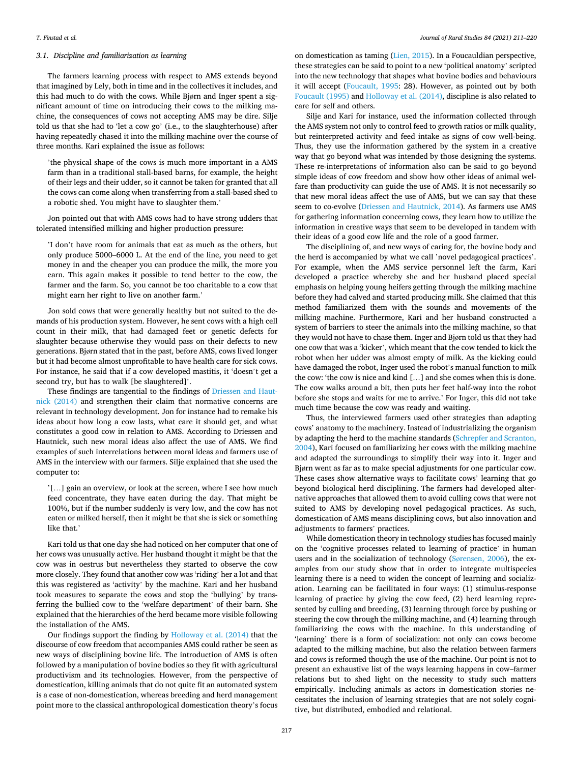### 3.1. Discipline and familiarization as learning

The farmers learning process with respect to AMS extends beyond that imagined by Lely, both in time and in the collectives it includes, and this had much to do with the cows. While Bjørn and Inger spent a significant amount of time on introducing their cows to the milking machine, the consequences of cows not accepting AMS may be dire. Silje told us that she had to 'let a cow go' (i.e., to the slaughterhouse) after having repeatedly chased it into the milking machine over the course of three months. Kari explained the issue as follows:

> 'the physical shape of the cows is much more important in a AMS farm than in a traditional stall-based barns, for example, the height of their legs and their udder, so it cannot be taken for granted that all the cows can come along when transferring from a stall-based shed to a robotic shed. You might have to slaughter them.'

Jon pointed out that with AMS cows had to have strong udders that tolerated intensified milking and higher production pressure:

> 'I don't have room for animals that eat as much as the others, but only produce 5000–6000 L. At the end of the line, you need to get money in and the cheaper you can produce the milk, the more you earn. This again makes it possible to tend better to the cow, the farmer and the farm. So, you cannot be too charitable to a cow that might earn her right to live on another farm.'

Jon sold cows that were generally healthy but not suited to the demands of his production system. However, he sent cows with a high cell count in their milk, that had damaged feet or genetic defects for slaughter because otherwise they would pass on their defects to new generations. Bjørn stated that in the past, before AMS, cows lived longer but it had become almost unprofitable to have health care for sick cows. For instance, he said that if a cow developed mastitis, it 'doesn't get a second try, but has to walk [be slaughtered]'.

These findings are tangential to the findings of Driessen and Hautnick (2014) and strengthen their claim that normative concerns are relevant in technology development. Jon for instance had to remake his ideas about how long a cow lasts, what care it should get, and what constitutes a good cow in relation to AMS. According to Driessen and Hautnick, such new moral ideas also affect the use of AMS. We find examples of such interrelations between moral ideas and farmers use of AMS in the interview with our farmers. Silje explained that she used the computer to:

> '[…] gain an overview, or look at the screen, where I see how much feed concentrate, they have eaten during the day. That might be 100%, but if the number suddenly is very low, and the cow has not eaten or milked herself, then it might be that she is sick or something like that.'

Kari told us that one day she had noticed on her computer that one of her cows was unusually active. Her husband thought it might be that the cow was in oestrus but nevertheless they started to observe the cow more closely. They found that another cow was 'riding' her a lot and that this was registered as 'activity' by the machine. Kari and her husband took measures to separate the cows and stop the 'bullying' by transferring the bullied cow to the 'welfare department' of their barn. She explained that the hierarchies of the herd became more visible following the installation of the AMS.

Our findings support the finding by Holloway et al. (2014) that the discourse of cow freedom that accompanies AMS could rather be seen as new ways of disciplining bovine life. The introduction of AMS is often followed by a manipulation of bovine bodies so they fit with agricultural productivism and its technologies. However, from the perspective of domestication, killing animals that do not quite fit an automated system is a case of non-domestication, whereas breeding and herd management point more to the classical anthropological domestication theory's focus on domestication as taming (Lien, 2015). In a Foucauldian perspective, these strategies can be said to point to a new 'political anatomy' scripted into the new technology that shapes what bovine bodies and behaviours it will accept (Foucault, 1995: 28). However, as pointed out by both Foucault (1995) and Holloway et al. (2014), discipline is also related to care for self and others.

Silje and Kari for instance, used the information collected through the AMS system not only to control feed to growth ratios or milk quality, but reinterpreted activity and feed intake as signs of cow well-being. Thus, they use the information gathered by the system in a creative way that go beyond what was intended by those designing the systems. These re-interpretations of information also can be said to go beyond simple ideas of cow freedom and show how other ideas of animal welfare than productivity can guide the use of AMS. It is not necessarily so that new moral ideas affect the use of AMS, but we can say that these seem to co-evolve (Driessen and Hautnick, 2014). As farmers use AMS for gathering information concerning cows, they learn how to utilize the information in creative ways that seem to be developed in tandem with their ideas of a good cow life and the role of a good farmer.

The disciplining of, and new ways of caring for, the bovine body and the herd is accompanied by what we call 'novel pedagogical practices'. For example, when the AMS service personnel left the farm, Kari developed a practice whereby she and her husband placed special emphasis on helping young heifers getting through the milking machine before they had calved and started producing milk. She claimed that this method familiarized them with the sounds and movements of the milking machine. Furthermore, Kari and her husband constructed a system of barriers to steer the animals into the milking machine, so that they would not have to chase them. Inger and Bjørn told us that they had one cow that was a 'kicker', which meant that the cow tended to kick the robot when her udder was almost empty of milk. As the kicking could have damaged the robot, Inger used the robot's manual function to milk the cow: 'the cow is nice and kind […] and she comes when this is done. The cow walks around a bit, then puts her feet half-way into the robot before she stops and waits for me to arrive.' For Inger, this did not take much time because the cow was ready and waiting.

Thus, the interviewed farmers used other strategies than adapting cows' anatomy to the machinery. Instead of industrializing the organism by adapting the herd to the machine standards (Schrepfer and Scranton, 2004), Kari focused on familiarizing her cows with the milking machine and adapted the surroundings to simplify their way into it. Inger and Bjørn went as far as to make special adjustments for one particular cow. These cases show alternative ways to facilitate cows' learning that go beyond biological herd disciplining. The farmers had developed alternative approaches that allowed them to avoid culling cows that were not suited to AMS by developing novel pedagogical practices. As such, domestication of AMS means disciplining cows, but also innovation and adjustments to farmers' practices.

While domestication theory in technology studies has focused mainly on the 'cognitive processes related to learning of practice' in human users and in the socialization of technology (Sørensen, 2006), the examples from our study show that in order to integrate multispecies learning there is a need to widen the concept of learning and socialization. Learning can be facilitated in four ways: (1) stimulus-response learning of practice by giving the cow feed, (2) herd learning represented by culling and breeding, (3) learning through force by pushing or steering the cow through the milking machine, and (4) learning through familiarizing the cows with the machine. In this understanding of 'learning' there is a form of socialization: not only can cows become adapted to the milking machine, but also the relation between farmers and cows is reformed though the use of the machine. Our point is not to present an exhaustive list of the ways learning happens in cow–farmer relations but to shed light on the necessity to study such matters empirically. Including animals as actors in domestication stories necessitates the inclusion of learning strategies that are not solely cognitive, but distributed, embodied and relational.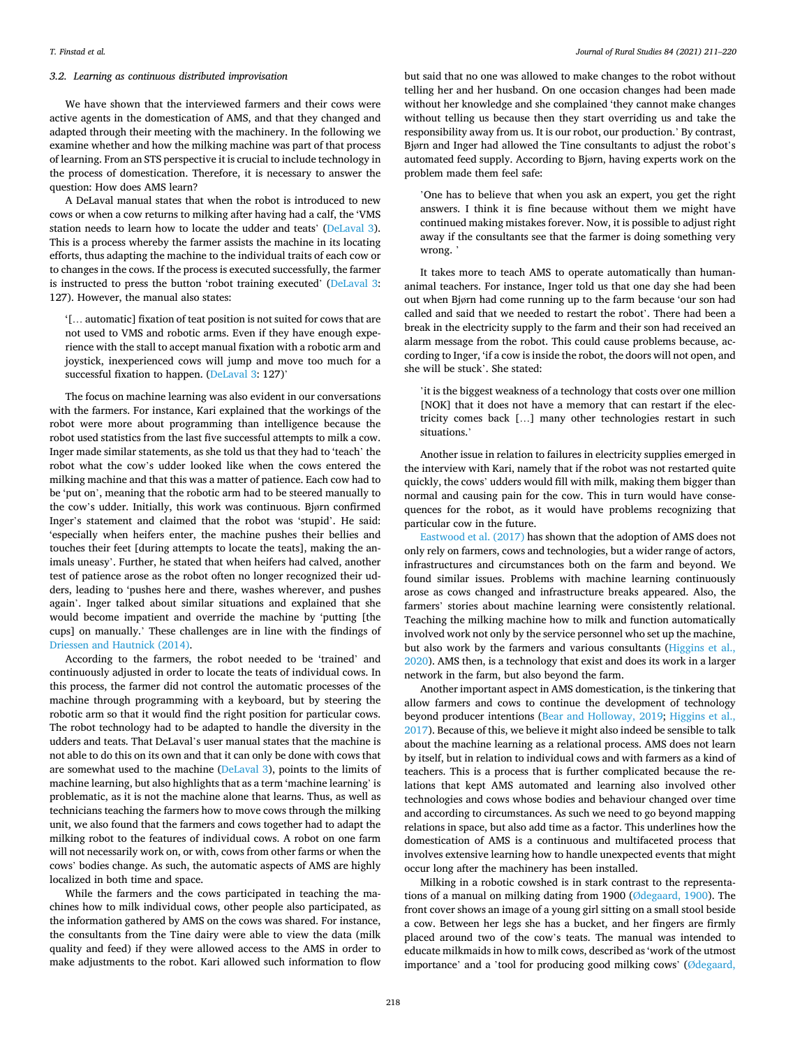### 3.2. Learning as continuous distributed improvisation

We have shown that the interviewed farmers and their cows were active agents in the domestication of AMS, and that they changed and adapted through their meeting with the machinery. In the following we examine whether and how the milking machine was part of that process of learning. From an STS perspective it is crucial to include technology in the process of domestication. Therefore, it is necessary to answer the question: How does AMS learn?

A DeLaval manual states that when the robot is introduced to new cows or when a cow returns to milking after having had a calf, the 'VMS station needs to learn how to locate the udder and teats' (DeLaval 3). This is a process whereby the farmer assists the machine in its locating efforts, thus adapting the machine to the individual traits of each cow or to changes in the cows. If the process is executed successfully, the farmer is instructed to press the button 'robot training executed' (DeLaval 3: 127). However, the manual also states:

> '[… automatic] fixation of teat position is not suited for cows that are not used to VMS and robotic arms. Even if they have enough experience with the stall to accept manual fixation with a robotic arm and joystick, inexperienced cows will jump and move too much for a successful fixation to happen. (DeLaval 3: 127)'

The focus on machine learning was also evident in our conversations with the farmers. For instance, Kari explained that the workings of the robot were more about programming than intelligence because the robot used statistics from the last five successful attempts to milk a cow. Inger made similar statements, as she told us that they had to 'teach' the robot what the cow's udder looked like when the cows entered the milking machine and that this was a matter of patience. Each cow had to be 'put on', meaning that the robotic arm had to be steered manually to the cow's udder. Initially, this work was continuous. Bjørn confirmed Inger's statement and claimed that the robot was 'stupid'. He said: 'especially when heifers enter, the machine pushes their bellies and touches their feet [during attempts to locate the teats], making the animals uneasy'. Further, he stated that when heifers had calved, another test of patience arose as the robot often no longer recognized their udders, leading to 'pushes here and there, washes wherever, and pushes again'. Inger talked about similar situations and explained that she would become impatient and override the machine by 'putting [the cups] on manually.' These challenges are in line with the findings of Driessen and Hautnick (2014).

According to the farmers, the robot needed to be 'trained' and continuously adjusted in order to locate the teats of individual cows. In this process, the farmer did not control the automatic processes of the machine through programming with a keyboard, but by steering the robotic arm so that it would find the right position for particular cows. The robot technology had to be adapted to handle the diversity in the udders and teats. That DeLaval's user manual states that the machine is not able to do this on its own and that it can only be done with cows that are somewhat used to the machine (DeLaval 3), points to the limits of machine learning, but also highlights that as a term 'machine learning' is problematic, as it is not the machine alone that learns. Thus, as well as technicians teaching the farmers how to move cows through the milking unit, we also found that the farmers and cows together had to adapt the milking robot to the features of individual cows. A robot on one farm will not necessarily work on, or with, cows from other farms or when the cows' bodies change. As such, the automatic aspects of AMS are highly localized in both time and space.

While the farmers and the cows participated in teaching the machines how to milk individual cows, other people also participated, as the information gathered by AMS on the cows was shared. For instance, the consultants from the Tine dairy were able to view the data (milk quality and feed) if they were allowed access to the AMS in order to make adjustments to the robot. Kari allowed such information to flow but said that no one was allowed to make changes to the robot without telling her and her husband. On one occasion changes had been made without her knowledge and she complained 'they cannot make changes without telling us because then they start overriding us and take the responsibility away from us. It is our robot, our production.' By contrast, Bjørn and Inger had allowed the Tine consultants to adjust the robot's automated feed supply. According to Bjørn, having experts work on the problem made them feel safe:

> 'One has to believe that when you ask an expert, you get the right answers. I think it is fine because without them we might have continued making mistakes forever. Now, it is possible to adjust right away if the consultants see that the farmer is doing something very wrong. '

It takes more to teach AMS to operate automatically than human-animal teachers. For instance, Inger told us that one day she had been out when Bjørn had come running up to the farm because 'our son had called and said that we needed to restart the robot'. There had been a break in the electricity supply to the farm and their son had received an alarm message from the robot. This could cause problems because, according to Inger, 'if a cow is inside the robot, the doors will not open, and she will be stuck'. She stated:

> 'it is the biggest weakness of a technology that costs over one million [NOK] that it does not have a memory that can restart if the electricity comes back […] many other technologies restart in such situations.'

Another issue in relation to failures in electricity supplies emerged in the interview with Kari, namely that if the robot was not restarted quite quickly, the cows' udders would fill with milk, making them bigger than normal and causing pain for the cow. This in turn would have consequences for the robot, as it would have problems recognizing that particular cow in the future.

Eastwood et al. (2017) has shown that the adoption of AMS does not only rely on farmers, cows and technologies, but a wider range of actors, infrastructures and circumstances both on the farm and beyond. We found similar issues. Problems with machine learning continuously arose as cows changed and infrastructure breaks appeared. Also, the farmers' stories about machine learning were consistently relational. Teaching the milking machine how to milk and function automatically involved work not only by the service personnel who set up the machine, but also work by the farmers and various consultants (Higgins et al., 2020). AMS then, is a technology that exist and does its work in a larger network in the farm, but also beyond the farm.

Another important aspect in AMS domestication, is the tinkering that allow farmers and cows to continue the development of technology beyond producer intentions (Bear and Holloway, 2019; Higgins et al., 2017). Because of this, we believe it might also indeed be sensible to talk about the machine learning as a relational process. AMS does not learn by itself, but in relation to individual cows and with farmers as a kind of teachers. This is a process that is further complicated because the relations that kept AMS automated and learning also involved other technologies and cows whose bodies and behaviour changed over time and according to circumstances. As such we need to go beyond mapping relations in space, but also add time as a factor. This underlines how the domestication of AMS is a continuous and multifaceted process that involves extensive learning how to handle unexpected events that might occur long after the machinery has been installed.

Milking in a robotic cowshed is in stark contrast to the representations of a manual on milking dating from 1900 (Ødegaard, 1900). The front cover shows an image of a young girl sitting on a small stool beside a cow. Between her legs she has a bucket, and her fingers are firmly placed around two of the cow's teats. The manual was intended to educate milkmaids in how to milk cows, described as 'work of the utmost importance' and a 'tool for producing good milking cows' (Ødegaard,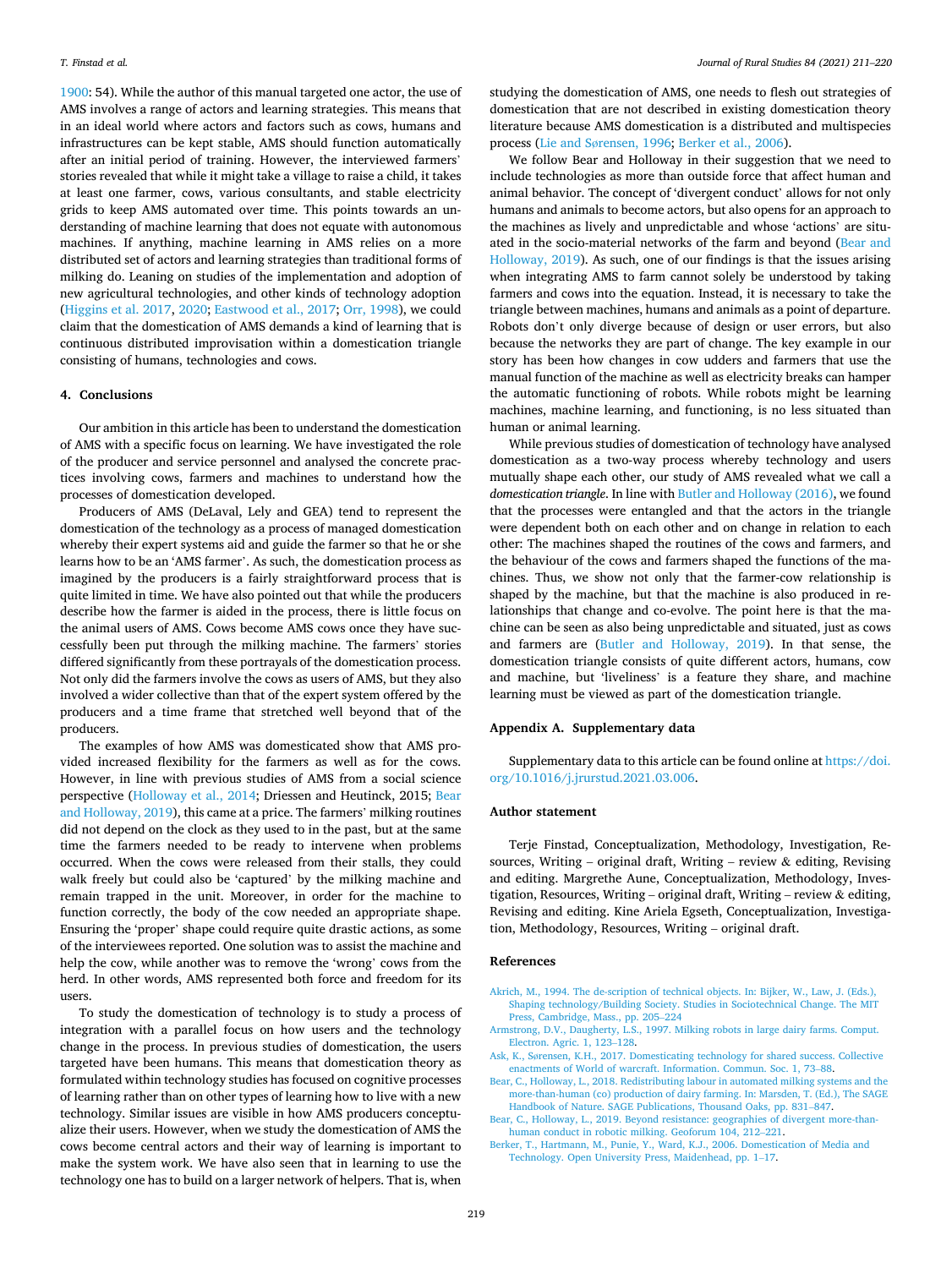1900: 54). While the author of this manual targeted one actor, the use of AMS involves a range of actors and learning strategies. This means that in an ideal world where actors and factors such as cows, humans and infrastructures can be kept stable, AMS should function automatically after an initial period of training. However, the interviewed farmers' stories revealed that while it might take a village to raise a child, it takes at least one farmer, cows, various consultants, and stable electricity grids to keep AMS automated over time. This points towards an understanding of machine learning that does not equate with autonomous machines. If anything, machine learning in AMS relies on a more distributed set of actors and learning strategies than traditional forms of milking do. Leaning on studies of the implementation and adoption of new agricultural technologies, and other kinds of technology adoption (Higgins et al. 2017, 2020; Eastwood et al., 2017; Orr, 1998), we could claim that the domestication of AMS demands a kind of learning that is continuous distributed improvisation within a domestication triangle consisting of humans, technologies and cows.

## 4. Conclusions

Our ambition in this article has been to understand the domestication of AMS with a specific focus on learning. We have investigated the role of the producer and service personnel and analysed the concrete practices involving cows, farmers and machines to understand how the processes of domestication developed.

Producers of AMS (DeLaval, Lely and GEA) tend to represent the domestication of the technology as a process of managed domestication whereby their expert systems aid and guide the farmer so that he or she learns how to be an 'AMS farmer'. As such, the domestication process as imagined by the producers is a fairly straightforward process that is quite limited in time. We have also pointed out that while the producers describe how the farmer is aided in the process, there is little focus on the animal users of AMS. Cows become AMS cows once they have successfully been put through the milking machine. The farmers' stories differed significantly from these portrayals of the domestication process. Not only did the farmers involve the cows as users of AMS, but they also involved a wider collective than that of the expert system offered by the producers and a time frame that stretched well beyond that of the producers.

The examples of how AMS was domesticated show that AMS provided increased flexibility for the farmers as well as for the cows. However, in line with previous studies of AMS from a social science perspective (Holloway et al., 2014; Driessen and Heutinck, 2015; Bear and Holloway, 2019), this came at a price. The farmers' milking routines did not depend on the clock as they used to in the past, but at the same time the farmers needed to be ready to intervene when problems occurred. When the cows were released from their stalls, they could walk freely but could also be 'captured' by the milking machine and remain trapped in the unit. Moreover, in order for the machine to function correctly, the body of the cow needed an appropriate shape. Ensuring the 'proper' shape could require quite drastic actions, as some of the interviewees reported. One solution was to assist the machine and help the cow, while another was to remove the 'wrong' cows from the herd. In other words, AMS represented both force and freedom for its users.

To study the domestication of technology is to study a process of integration with a parallel focus on how users and the technology change in the process. In previous studies of domestication, the users targeted have been humans. This means that domestication theory as formulated within technology studies has focused on cognitive processes of learning rather than on other types of learning how to live with a new technology. Similar issues are visible in how AMS producers conceptualize their users. However, when we study the domestication of AMS the cows become central actors and their way of learning is important to make the system work. We have also seen that in learning to use the technology one has to build on a larger network of helpers. That is, when studying the domestication of AMS, one needs to flesh out strategies of domestication that are not described in existing domestication theory literature because AMS domestication is a distributed and multispecies process (Lie and Sørensen, 1996; Berker et al., 2006).

We follow Bear and Holloway in their suggestion that we need to include technologies as more than outside force that affect human and animal behavior. The concept of 'divergent conduct' allows for not only humans and animals to become actors, but also opens for an approach to the machines as lively and unpredictable and whose 'actions' are situated in the socio-material networks of the farm and beyond (Bear and Holloway, 2019). As such, one of our findings is that the issues arising when integrating AMS to farm cannot solely be understood by taking farmers and cows into the equation. Instead, it is necessary to take the triangle between machines, humans and animals as a point of departure. Robots don't only diverge because of design or user errors, but also because the networks they are part of change. The key example in our story has been how changes in cow udders and farmers that use the manual function of the machine as well as electricity breaks can hamper the automatic functioning of robots. While robots might be learning machines, machine learning, and functioning, is no less situated than human or animal learning.

While previous studies of domestication of technology have analysed domestication as a two-way process whereby technology and users mutually shape each other, our study of AMS revealed what we call a *domestication triangle*. In line with Butler and Holloway (2016), we found that the processes were entangled and that the actors in the triangle were dependent both on each other and on change in relation to each other: The machines shaped the routines of the cows and farmers, and the behaviour of the cows and farmers shaped the functions of the machines. Thus, we show not only that the farmer-cow relationship is shaped by the machine, but that the machine is also produced in relationships that change and co-evolve. The point here is that the machine can be seen as also being unpredictable and situated, just as cows and farmers are (Butler and Holloway, 2019). In that sense, the domestication triangle consists of quite different actors, humans, cow and machine, but 'liveliness' is a feature they share, and machine learning must be viewed as part of the domestication triangle.

## Appendix A. Supplementary data

Supplementary data to this article can be found online at https://doi.org/10.1016/j.jrurstud.2021.03.006.

## Author statement

Terje Finstad, Conceptualization, Methodology, Investigation, Resources, Writing – original draft, Writing – review & editing, Revising and editing. Margrethe Aune, Conceptualization, Methodology, Investigation, Resources, Writing – original draft, Writing – review & editing, Revising and editing. Kine Ariela Egseth, Conceptualization, Investigation, Methodology, Resources, Writing – original draft.

## References

Akrich, M., 1994. The de-scription of technical objects. In: Bijker, W., Law, J. (Eds.), Shaping technology/Building Society. Studies in Sociotechnical Change. The MIT Press, Cambridge, Mass., pp. 205–224

Armstrong, D.V., Daugherty, L.S., 1997. Milking robots in large dairy farms. Comput. Electron. Agric. 1, 123–128.

Ask, K., Sørensen, K.H., 2017. Domesticating technology for shared success. Collective enactments of World of warcraft. Information. Commun. Soc. 1, 73–88.

Bear, C., Holloway, L., 2018. Redistributing labour in automated milking systems and the more-than-human (co) production of dairy farming. In: Marsden, T. (Ed.), The SAGE Handbook of Nature. SAGE Publications, Thousand Oaks, pp. 831–847.

Bear, C., Holloway, L., 2019. Beyond resistance: geographies of divergent more-than-human conduct in robotic milking. Geoforum 104, 212–221.

Berker, T., Hartmann, M., Punie, Y., Ward, K.J., 2006. Domestication of Media and Technology. Open University Press, Maidenhead, pp. 1–17.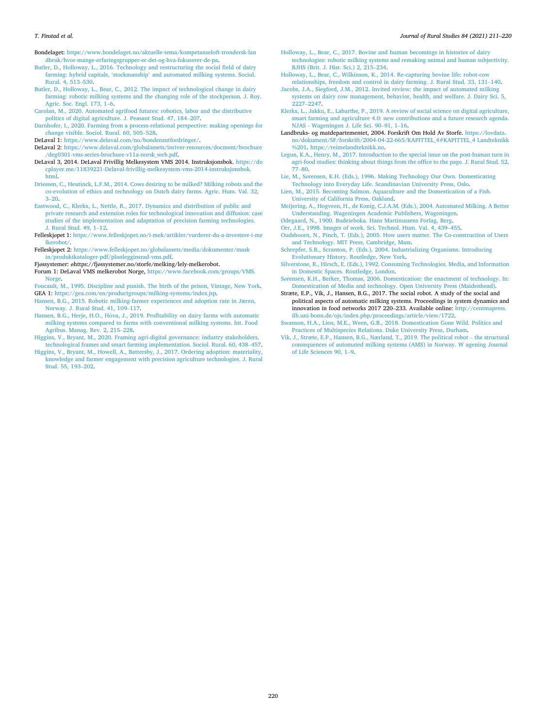Bondelaget: https://www.bondelaget.no/aktuelle-tema/kompetanseloft-trondersk-landbruk/hvor-mange-erfaringsgrupper-er-det-og-hva-fokuserer-de-pa.

Butler, D., Holloway, L., 2016. Technology and restructuring the social field of dairy farming: hybrid capitals, 'stockmanship' and automated milking systems. Sociol. Rural. 4, 513–530.

Butler, D., Holloway, L., Bear, C., 2012. The impact of technological change in dairy farming: robotic milking systems and the changing role of the stockperson. J. Roy. Agric. Soc. Engl. 173, 1–6.

Carolan, M., 2020. Automated agrifood futures: robotics, labor and the distributive politics of digital agriculture. J. Peasant Stud. 47, 184–207.

Darnhofer, I., 2020. Farming from a process-relational perspective: making openings for change visible. Sociol. Rural. 60, 505–528.

DeLaval 1: https://www.delaval.com/no/bondensutfordringer/.

DeLaval 2: https://www.delaval.com/globalassets/inriver-resources/docment/brochure/deg0301-vms-series-brochure-v11a-norsk_web.pdf.

DeLaval 3, 2014. DeLaval Frivillig Melkesystem VMS 2014. Instruksjonsbok. https://docplayer.me/11839221-Delaval-frivillig-melkesystem-vms-2014-instruksjonsbok.html.

Driessen, C., Heutinck, L.F.M., 2014. Cows desiring to be milked? Milking robots and the co-evolution of ethics and technology on Dutch dairy farms. Agric. Hum. Val. 32, 3–20.

Eastwood, C., Klerkx, L., Nettle, R., 2017. Dynamics and distribution of public and private research and extension roles for technological innovation and diffusion: case studies of the implementation and adaptation of precision farming technologies. J. Rural Stud. 49, 1–12.

Felleskjøpet 1: https://www.felleskjopet.no/i-mek/artikler/vurderer-du-a-investere-i-melkerobot/.

Felleskjøpet 2: https://www.felleskjopet.no/globalassets/media/dokumenter/maskin/produktkataloger-pdf/planlegginsrad-vms.pdf.

Fjøssystemer: øhttps://fjøssystemer.no/storfe/melking/lely-melkerobot.

Forum 1: DeLaval VMS melkerobot Norge, https://www.facebook.com/groups/VMS.Norge.

Foucault, M., 1995. Discipline and punish. The birth of the prison, Vintage, New York.

GEA 1: https://gea.com/en/productgroups/milking-systems/index.jsp.

Hansen, B.G., 2015. Robotic milking-farmer experiences and adoption rate in Jæren, Norway. J. Rural Stud. 41, 109–117.

Hansen, B.G., Herje, H.O., Höva, J., 2019. Profitability on dairy farms with automatic milking systems compared to farms with conventional milking systems. Int. Food Agribus. Manag. Rev. 2, 215–228.

Higgins, V., Bryant, M., 2020. Framing agri-digital governance: industry stakeholders, technological frames and smart farming implementation. Sociol. Rural. 60, 438–457.

Higgins, V., Bryant, M., Howell, A., Battersby, J., 2017. Ordering adoption: materiality, knowledge and farmer engagement with precision agriculture technologies. J. Rural Stud. 55, 193–202.

Holloway, L., Bear, C., 2017. Bovine and human becomings in histories of dairy technologies: robotic milking systems and remaking animal and human subjectivity. BJHS (Brit. J. Hist. Sci.) 2, 215–234.

Holloway, L., Bear, C., Wilkinson, K., 2014. Re-capturing bovine life: robot-cow relationships, freedom and control in dairy farming. J. Rural Stud. 33, 131–140.

Jacobs, J.A., Siegford, J.M., 2012. Invited review: the impact of automated milking systems on dairy cow management, behavior, health, and welfare. J. Dairy Sci. 5, 2227–2247.

Klerkx, L., Jakku, E., Labarthe, P., 2019. A review of social science on digital agriculture, smart farming and agriculture 4.0: new contributions and a future research agenda. NJAS - Wageningen J. Life Sci. 90–91, 1–16.

Landbruks- og matdepartementet, 2004. Forskrift Om Hold Av Storfe. https://lovdata.no/dokument/SF/forskrift/2004-04-22-665/KAPITTEL_4#KAPITTEL_4 Landteknikk%201. https://reimelandteknikk.no.

Legun, K.A., Henry, M., 2017. Introduction to the special issue on the post-human turn in agri-food studies: thinking about things from the office to the page. J. Rural Stud. 52, 77–80.

Lie, M., Sørensen, K.H. (Eds.), 1996. Making Technology Our Own. Domesticating Technology into Everyday Life. Scandinavian University Press, Oslo.

Lien, M., 2015. Becoming Salmon. Aquaculture and the Domestication of a Fish. University of California Press, Oakland.

Meijering, A., Hogveen, H., de Konig, C.J.A.M. (Eds.), 2004. Automated Milking. A Better Understanding. Wageningen Academic Publishers, Wageningen.

Ødegaard, N., 1900. Budeieboka. Hans Martinussens Forlag, Berg.

Orr, J.E., 1998. Images of work. Sci. Technol. Hum. Val. 4, 439–455.

Oudshoorn, N., Pinch, T. (Eds.), 2005. How users matter. The Co-construction of Users and Technology. MIT Press, Cambridge, Mass.

Schrepfer, S.R., Scranton, P. (Eds.), 2004. Industrializing Organisms. Introducing Evolutionary History. Routledge, New York.

Silverstone, R., Hirsch, E. (Eds.), 1992. Consuming Technologies. Media, and Information in Domestic Spaces. Routledge, London.

Sørensen, K.H., Berker, Thomas, 2006. Domestication: the enactment of technology. In: Domestication of Media and technology. Open University Press (Maidenhead).

Stræte, E.P., Vik, J., Hansen, B.G., 2017. The social robot. A study of the social and political aspects of automatic milking systems. Proceedings in system dynamics and innovation in food networks 2017 220–233. Available online: http://centmapress.ilb.uni-bonn.de/ojs/index.php/proceedings/article/view/1722.

Swanson, H.A., Lien, M.E., Ween, G.B., 2018. Domestication Gone Wild. Politics and Practices of Multispecies Relations. Duke University Press, Durham.

Vik, J., Stræte, E.P., Hansen, B.G., Nærland, T., 2019. The political robot – the structural consequences of automated milking systems (AMS) in Norway. W ageningen Journal of Life Sciences 90, 1–9.